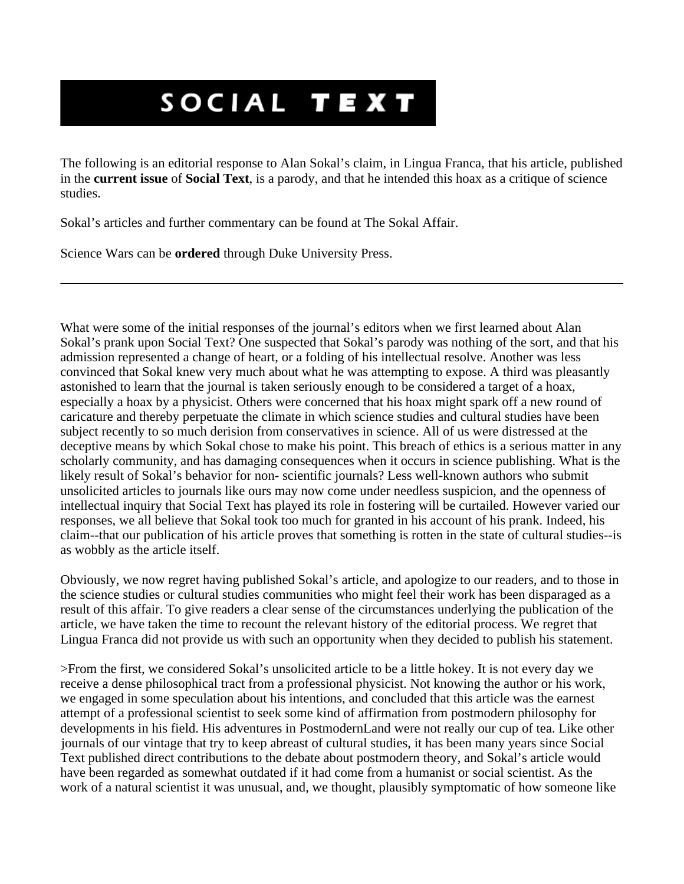# SOCIAL TEXT

The following is an editorial response to Alan Sokal's claim, in Lingua Franca, that his article, published in the **current issue** of **Social Text**, is a parody, and that he intended this hoax as a critique of science studies.

Sokal's articles and further commentary can be found at The Sokal Affair.

Science Wars can be **ordered** through Duke University Press.

---

What were some of the initial responses of the journal's editors when we first learned about Alan Sokal's prank upon Social Text? One suspected that Sokal's parody was nothing of the sort, and that his admission represented a change of heart, or a folding of his intellectual resolve. Another was less convinced that Sokal knew very much about what he was attempting to expose. A third was pleasantly astonished to learn that the journal is taken seriously enough to be considered a target of a hoax, especially a hoax by a physicist. Others were concerned that his hoax might spark off a new round of caricature and thereby perpetuate the climate in which science studies and cultural studies have been subject recently to so much derision from conservatives in science. All of us were distressed at the deceptive means by which Sokal chose to make his point. This breach of ethics is a serious matter in any scholarly community, and has damaging consequences when it occurs in science publishing. What is the likely result of Sokal's behavior for non- scientific journals? Less well-known authors who submit unsolicited articles to journals like ours may now come under needless suspicion, and the openness of intellectual inquiry that Social Text has played its role in fostering will be curtailed. However varied our responses, we all believe that Sokal took too much for granted in his account of his prank. Indeed, his claim--that our publication of his article proves that something is rotten in the state of cultural studies--is as wobbly as the article itself.

Obviously, we now regret having published Sokal's article, and apologize to our readers, and to those in the science studies or cultural studies communities who might feel their work has been disparaged as a result of this affair. To give readers a clear sense of the circumstances underlying the publication of the article, we have taken the time to recount the relevant history of the editorial process. We regret that Lingua Franca did not provide us with such an opportunity when they decided to publish his statement.

>From the first, we considered Sokal's unsolicited article to be a little hokey. It is not every day we receive a dense philosophical tract from a professional physicist. Not knowing the author or his work, we engaged in some speculation about his intentions, and concluded that this article was the earnest attempt of a professional scientist to seek some kind of affirmation from postmodern philosophy for developments in his field. His adventures in PostmodernLand were not really our cup of tea. Like other journals of our vintage that try to keep abreast of cultural studies, it has been many years since Social Text published direct contributions to the debate about postmodern theory, and Sokal's article would have been regarded as somewhat outdated if it had come from a humanist or social scientist. As the work of a natural scientist it was unusual, and, we thought, plausibly symptomatic of how someone like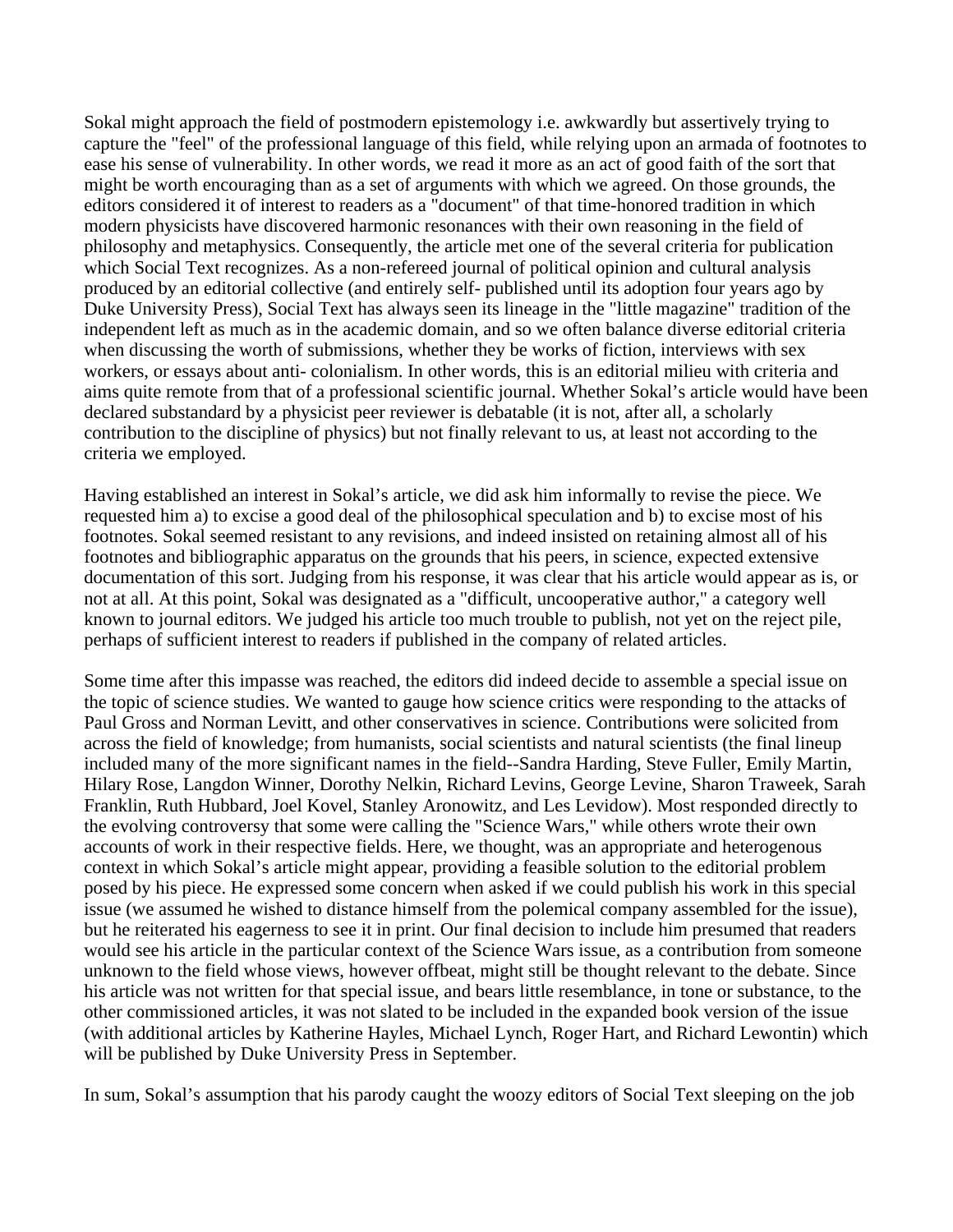Sokal might approach the field of postmodern epistemology i.e. awkwardly but assertively trying to capture the "feel" of the professional language of this field, while relying upon an armada of footnotes to ease his sense of vulnerability. In other words, we read it more as an act of good faith of the sort that might be worth encouraging than as a set of arguments with which we agreed. On those grounds, the editors considered it of interest to readers as a "document" of that time-honored tradition in which modern physicists have discovered harmonic resonances with their own reasoning in the field of philosophy and metaphysics. Consequently, the article met one of the several criteria for publication which Social Text recognizes. As a non-refereed journal of political opinion and cultural analysis produced by an editorial collective (and entirely self- published until its adoption four years ago by Duke University Press), Social Text has always seen its lineage in the "little magazine" tradition of the independent left as much as in the academic domain, and so we often balance diverse editorial criteria when discussing the worth of submissions, whether they be works of fiction, interviews with sex workers, or essays about anti- colonialism. In other words, this is an editorial milieu with criteria and aims quite remote from that of a professional scientific journal. Whether Sokal's article would have been declared substandard by a physicist peer reviewer is debatable (it is not, after all, a scholarly contribution to the discipline of physics) but not finally relevant to us, at least not according to the criteria we employed.

Having established an interest in Sokal's article, we did ask him informally to revise the piece. We requested him a) to excise a good deal of the philosophical speculation and b) to excise most of his footnotes. Sokal seemed resistant to any revisions, and indeed insisted on retaining almost all of his footnotes and bibliographic apparatus on the grounds that his peers, in science, expected extensive documentation of this sort. Judging from his response, it was clear that his article would appear as is, or not at all. At this point, Sokal was designated as a "difficult, uncooperative author," a category well known to journal editors. We judged his article too much trouble to publish, not yet on the reject pile, perhaps of sufficient interest to readers if published in the company of related articles.

Some time after this impasse was reached, the editors did indeed decide to assemble a special issue on the topic of science studies. We wanted to gauge how science critics were responding to the attacks of Paul Gross and Norman Levitt, and other conservatives in science. Contributions were solicited from across the field of knowledge; from humanists, social scientists and natural scientists (the final lineup included many of the more significant names in the field--Sandra Harding, Steve Fuller, Emily Martin, Hilary Rose, Langdon Winner, Dorothy Nelkin, Richard Levins, George Levine, Sharon Traweek, Sarah Franklin, Ruth Hubbard, Joel Kovel, Stanley Aronowitz, and Les Levidow). Most responded directly to the evolving controversy that some were calling the "Science Wars," while others wrote their own accounts of work in their respective fields. Here, we thought, was an appropriate and heterogenous context in which Sokal's article might appear, providing a feasible solution to the editorial problem posed by his piece. He expressed some concern when asked if we could publish his work in this special issue (we assumed he wished to distance himself from the polemical company assembled for the issue), but he reiterated his eagerness to see it in print. Our final decision to include him presumed that readers would see his article in the particular context of the Science Wars issue, as a contribution from someone unknown to the field whose views, however offbeat, might still be thought relevant to the debate. Since his article was not written for that special issue, and bears little resemblance, in tone or substance, to the other commissioned articles, it was not slated to be included in the expanded book version of the issue (with additional articles by Katherine Hayles, Michael Lynch, Roger Hart, and Richard Lewontin) which will be published by Duke University Press in September.

In sum, Sokal's assumption that his parody caught the woozy editors of Social Text sleeping on the job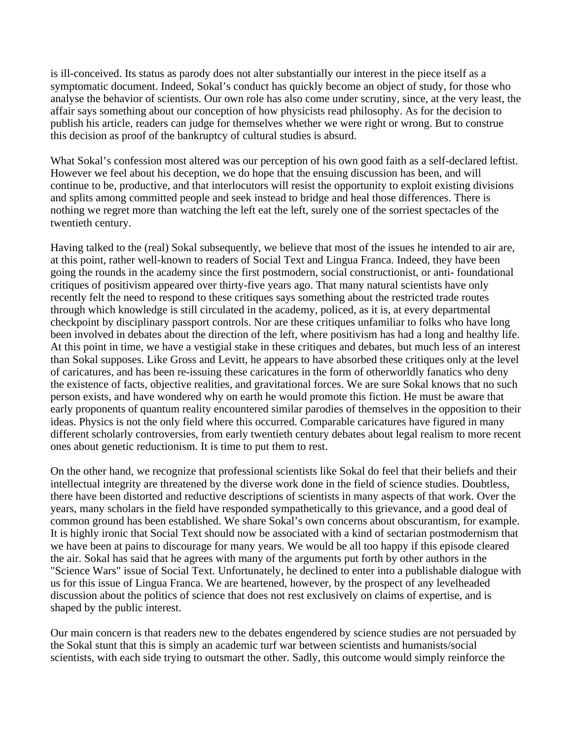is ill-conceived. Its status as parody does not alter substantially our interest in the piece itself as a symptomatic document. Indeed, Sokal's conduct has quickly become an object of study, for those who analyse the behavior of scientists. Our own role has also come under scrutiny, since, at the very least, the affair says something about our conception of how physicists read philosophy. As for the decision to publish his article, readers can judge for themselves whether we were right or wrong. But to construe this decision as proof of the bankruptcy of cultural studies is absurd.

What Sokal's confession most altered was our perception of his own good faith as a self-declared leftist. However we feel about his deception, we do hope that the ensuing discussion has been, and will continue to be, productive, and that interlocutors will resist the opportunity to exploit existing divisions and splits among committed people and seek instead to bridge and heal those differences. There is nothing we regret more than watching the left eat the left, surely one of the sorriest spectacles of the twentieth century.

Having talked to the (real) Sokal subsequently, we believe that most of the issues he intended to air are, at this point, rather well-known to readers of Social Text and Lingua Franca. Indeed, they have been going the rounds in the academy since the first postmodern, social constructionist, or anti- foundational critiques of positivism appeared over thirty-five years ago. That many natural scientists have only recently felt the need to respond to these critiques says something about the restricted trade routes through which knowledge is still circulated in the academy, policed, as it is, at every departmental checkpoint by disciplinary passport controls. Nor are these critiques unfamiliar to folks who have long been involved in debates about the direction of the left, where positivism has had a long and healthy life. At this point in time, we have a vestigial stake in these critiques and debates, but much less of an interest than Sokal supposes. Like Gross and Levitt, he appears to have absorbed these critiques only at the level of caricatures, and has been re-issuing these caricatures in the form of otherworldly fanatics who deny the existence of facts, objective realities, and gravitational forces. We are sure Sokal knows that no such person exists, and have wondered why on earth he would promote this fiction. He must be aware that early proponents of quantum reality encountered similar parodies of themselves in the opposition to their ideas. Physics is not the only field where this occurred. Comparable caricatures have figured in many different scholarly controversies, from early twentieth century debates about legal realism to more recent ones about genetic reductionism. It is time to put them to rest.

On the other hand, we recognize that professional scientists like Sokal do feel that their beliefs and their intellectual integrity are threatened by the diverse work done in the field of science studies. Doubtless, there have been distorted and reductive descriptions of scientists in many aspects of that work. Over the years, many scholars in the field have responded sympathetically to this grievance, and a good deal of common ground has been established. We share Sokal's own concerns about obscurantism, for example. It is highly ironic that Social Text should now be associated with a kind of sectarian postmodernism that we have been at pains to discourage for many years. We would be all too happy if this episode cleared the air. Sokal has said that he agrees with many of the arguments put forth by other authors in the "Science Wars" issue of Social Text. Unfortunately, he declined to enter into a publishable dialogue with us for this issue of Lingua Franca. We are heartened, however, by the prospect of any levelheaded discussion about the politics of science that does not rest exclusively on claims of expertise, and is shaped by the public interest.

Our main concern is that readers new to the debates engendered by science studies are not persuaded by the Sokal stunt that this is simply an academic turf war between scientists and humanists/social scientists, with each side trying to outsmart the other. Sadly, this outcome would simply reinforce the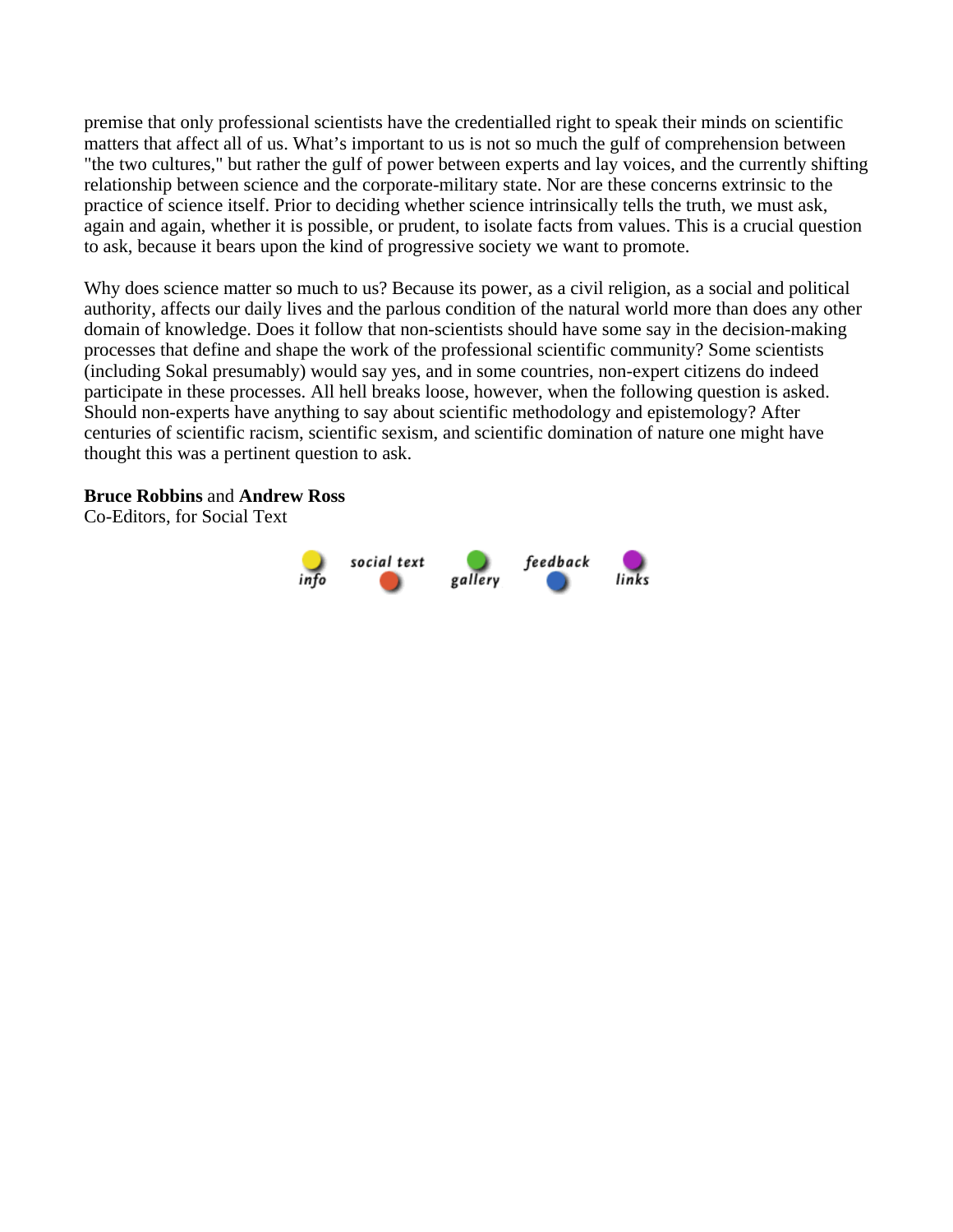premise that only professional scientists have the credentialled right to speak their minds on scientific matters that affect all of us. What's important to us is not so much the gulf of comprehension between "the two cultures," but rather the gulf of power between experts and lay voices, and the currently shifting relationship between science and the corporate-military state. Nor are these concerns extrinsic to the practice of science itself. Prior to deciding whether science intrinsically tells the truth, we must ask, again and again, whether it is possible, or prudent, to isolate facts from values. This is a crucial question to ask, because it bears upon the kind of progressive society we want to promote.

Why does science matter so much to us? Because its power, as a civil religion, as a social and political authority, affects our daily lives and the parlous condition of the natural world more than does any other domain of knowledge. Does it follow that non-scientists should have some say in the decision-making processes that define and shape the work of the professional scientific community? Some scientists (including Sokal presumably) would say yes, and in some countries, non-expert citizens do indeed participate in these processes. All hell breaks loose, however, when the following question is asked. Should non-experts have anything to say about scientific methodology and epistemology? After centuries of scientific racism, scientific sexism, and scientific domination of nature one might have thought this was a pertinent question to ask.

**Bruce Robbins** and **Andrew Ross**
Co-Editors, for Social Text

info · social text · gallery · feedback · links